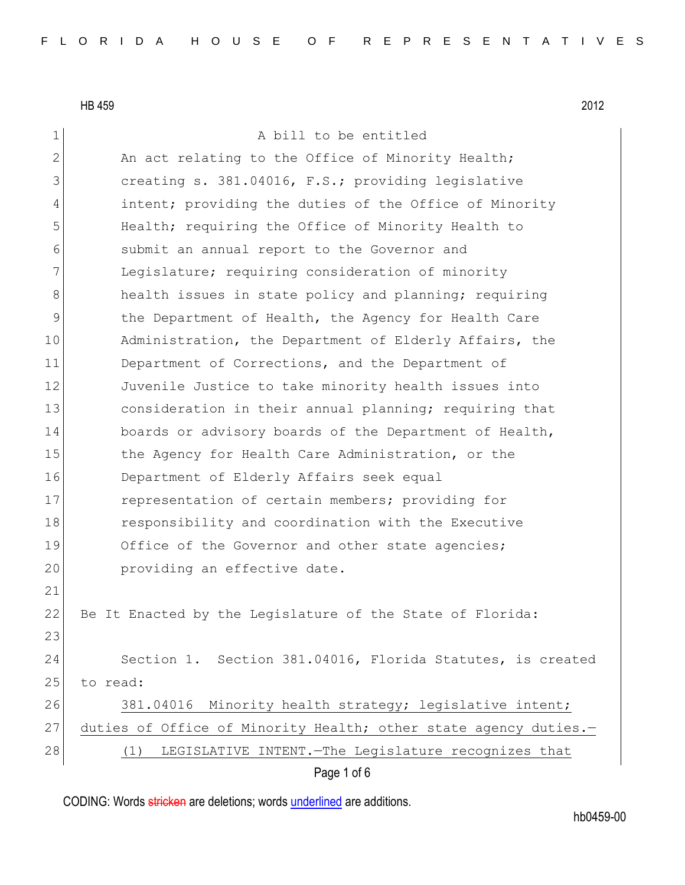HB 459 2012

A bill to be entitled

An act relating to the Office of Minority Health; creating s. 381.04016, F.S.; providing legislative intent; providing the duties of the Office of Minority Health; requiring the Office of Minority Health to submit an annual report to the Governor and Legislature; requiring consideration of minority health issues in state policy and planning; requiring the Department of Health, the Agency for Health Care Administration, the Department of Elderly Affairs, the Department of Corrections, and the Department of Juvenile Justice to take minority health issues into consideration in their annual planning; requiring that boards or advisory boards of the Department of Health, the Agency for Health Care Administration, or the Department of Elderly Affairs seek equal representation of certain members; providing for responsibility and coordination with the Executive Office of the Governor and other state agencies; providing an effective date.

Be It Enacted by the Legislature of the State of Florida:

Section 1. Section 381.04016, Florida Statutes, is created to read:

381.04016 Minority health strategy; legislative intent; duties of Office of Minority Health; other state agency duties.—

(1) LEGISLATIVE INTENT.—The Legislature recognizes that

CODING: Words ~~stricken~~ are deletions; words underlined are additions.

hb0459-00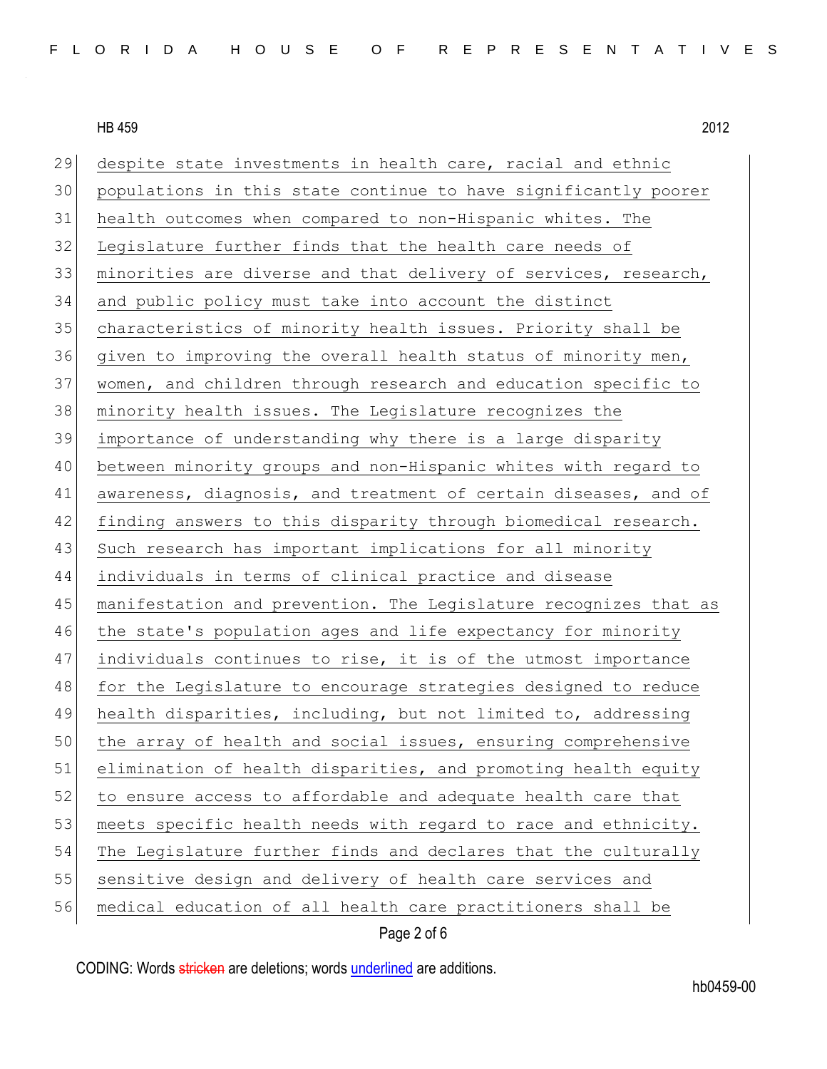despite state investments in health care, racial and ethnic populations in this state continue to have significantly poorer health outcomes when compared to non-Hispanic whites. The Legislature further finds that the health care needs of minorities are diverse and that delivery of services, research, and public policy must take into account the distinct characteristics of minority health issues. Priority shall be given to improving the overall health status of minority men, women, and children through research and education specific to minority health issues. The Legislature recognizes the importance of understanding why there is a large disparity between minority groups and non-Hispanic whites with regard to awareness, diagnosis, and treatment of certain diseases, and of finding answers to this disparity through biomedical research. Such research has important implications for all minority individuals in terms of clinical practice and disease manifestation and prevention. The Legislature recognizes that as the state's population ages and life expectancy for minority individuals continues to rise, it is of the utmost importance for the Legislature to encourage strategies designed to reduce health disparities, including, but not limited to, addressing the array of health and social issues, ensuring comprehensive elimination of health disparities, and promoting health equity to ensure access to affordable and adequate health care that meets specific health needs with regard to race and ethnicity. The Legislature further finds and declares that the culturally sensitive design and delivery of health care services and medical education of all health care practitioners shall be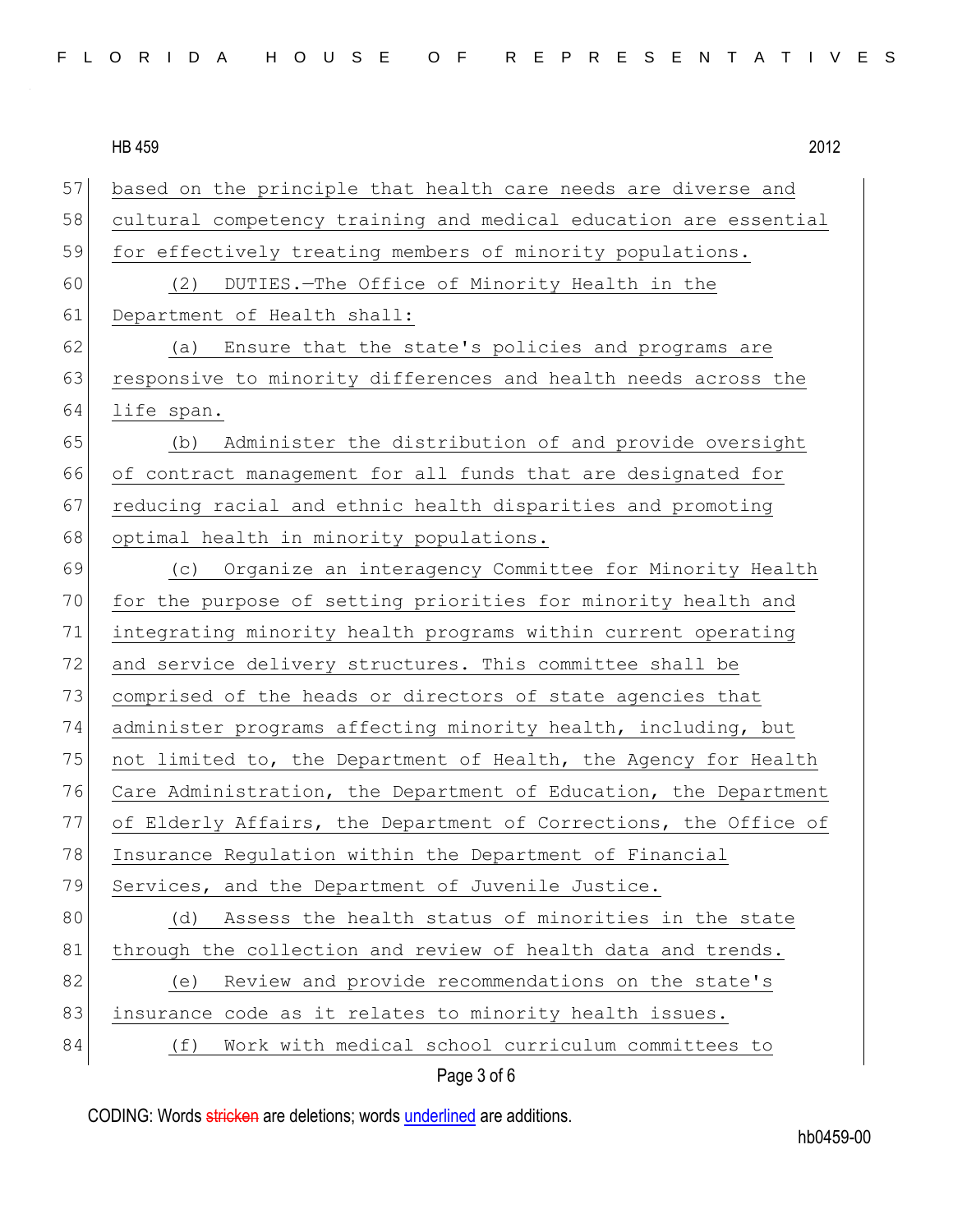based on the principle that health care needs are diverse and cultural competency training and medical education are essential for effectively treating members of minority populations.

(2) DUTIES.—The Office of Minority Health in the Department of Health shall:

(a) Ensure that the state's policies and programs are responsive to minority differences and health needs across the life span.

(b) Administer the distribution of and provide oversight of contract management for all funds that are designated for reducing racial and ethnic health disparities and promoting optimal health in minority populations.

(c) Organize an interagency Committee for Minority Health for the purpose of setting priorities for minority health and integrating minority health programs within current operating and service delivery structures. This committee shall be comprised of the heads or directors of state agencies that administer programs affecting minority health, including, but not limited to, the Department of Health, the Agency for Health Care Administration, the Department of Education, the Department of Elderly Affairs, the Department of Corrections, the Office of Insurance Regulation within the Department of Financial Services, and the Department of Juvenile Justice.

(d) Assess the health status of minorities in the state through the collection and review of health data and trends.

(e) Review and provide recommendations on the state's insurance code as it relates to minority health issues.

(f) Work with medical school curriculum committees to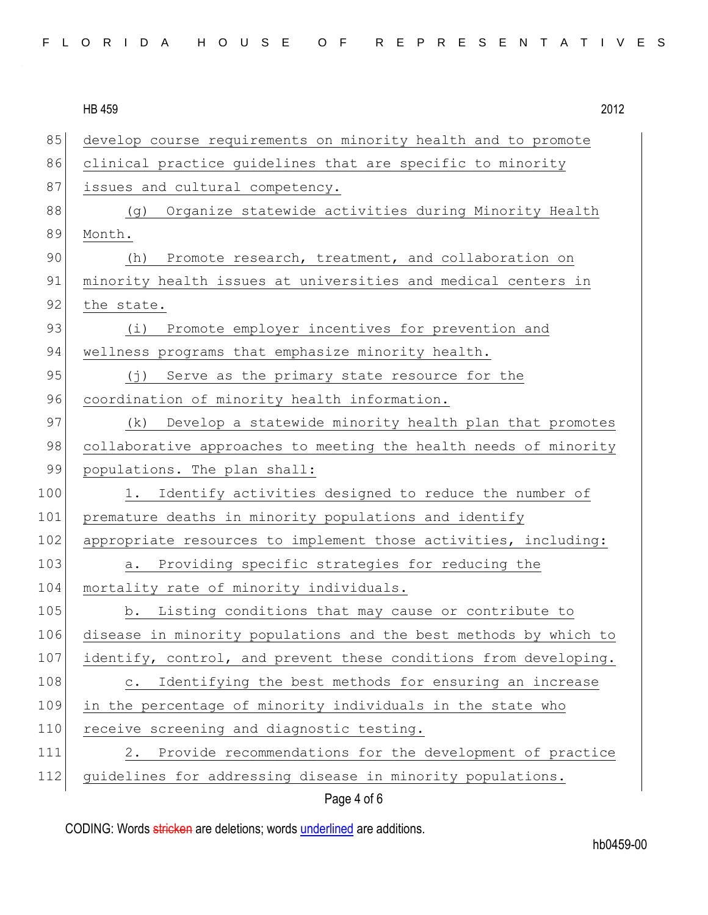develop course requirements on minority health and to promote clinical practice guidelines that are specific to minority issues and cultural competency.

(g) Organize statewide activities during Minority Health Month.

(h) Promote research, treatment, and collaboration on minority health issues at universities and medical centers in the state.

(i) Promote employer incentives for prevention and wellness programs that emphasize minority health.

(j) Serve as the primary state resource for the coordination of minority health information.

(k) Develop a statewide minority health plan that promotes collaborative approaches to meeting the health needs of minority populations. The plan shall:

1. Identify activities designed to reduce the number of premature deaths in minority populations and identify appropriate resources to implement those activities, including:

a. Providing specific strategies for reducing the mortality rate of minority individuals.

b. Listing conditions that may cause or contribute to disease in minority populations and the best methods by which to identify, control, and prevent these conditions from developing.

c. Identifying the best methods for ensuring an increase in the percentage of minority individuals in the state who receive screening and diagnostic testing.

2. Provide recommendations for the development of practice guidelines for addressing disease in minority populations.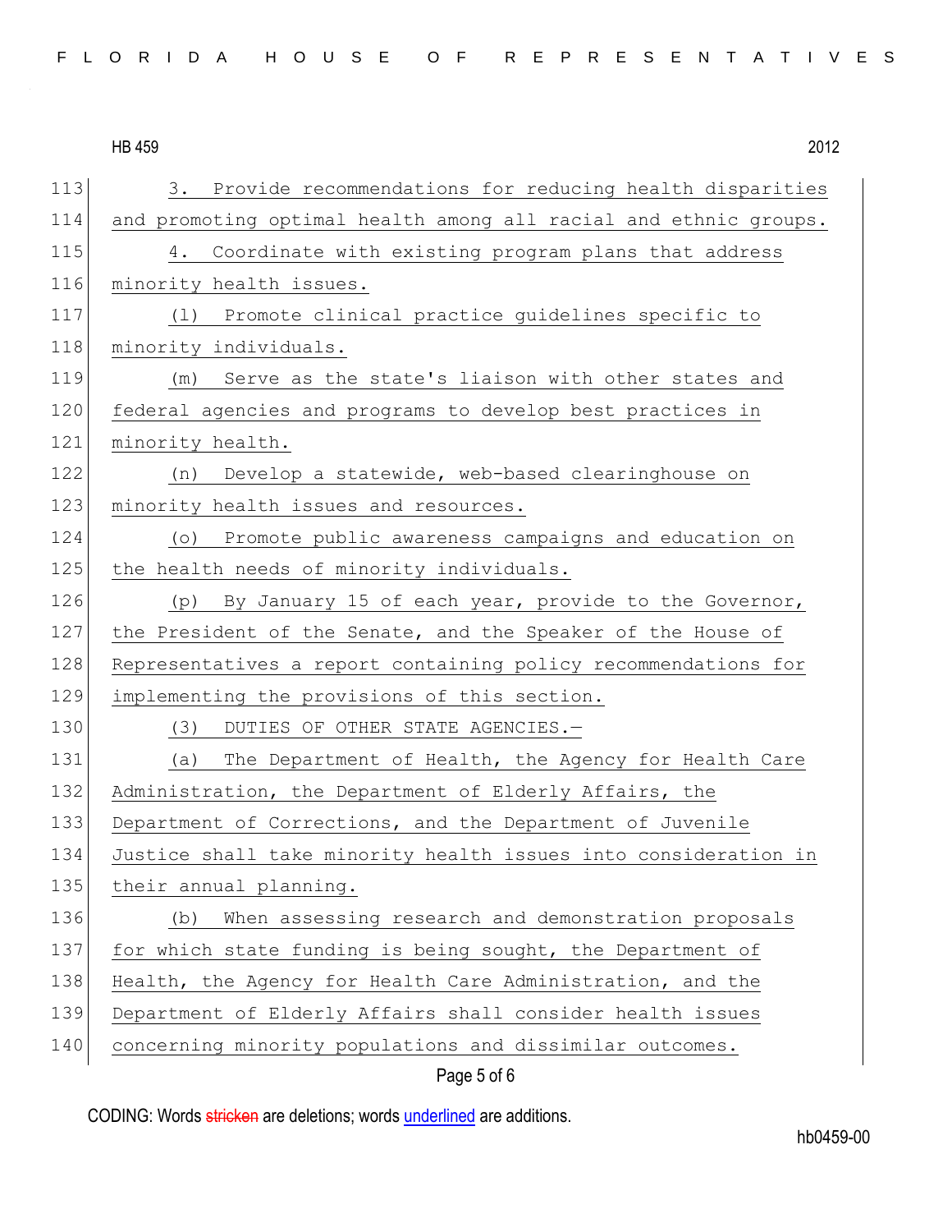3. Provide recommendations for reducing health disparities and promoting optimal health among all racial and ethnic groups.

4. Coordinate with existing program plans that address minority health issues.

(l) Promote clinical practice guidelines specific to minority individuals.

(m) Serve as the state's liaison with other states and federal agencies and programs to develop best practices in minority health.

(n) Develop a statewide, web-based clearinghouse on minority health issues and resources.

(o) Promote public awareness campaigns and education on the health needs of minority individuals.

(p) By January 15 of each year, provide to the Governor, the President of the Senate, and the Speaker of the House of Representatives a report containing policy recommendations for implementing the provisions of this section.

(3) DUTIES OF OTHER STATE AGENCIES.—

(a) The Department of Health, the Agency for Health Care Administration, the Department of Elderly Affairs, the Department of Corrections, and the Department of Juvenile Justice shall take minority health issues into consideration in their annual planning.

(b) When assessing research and demonstration proposals for which state funding is being sought, the Department of Health, the Agency for Health Care Administration, and the Department of Elderly Affairs shall consider health issues concerning minority populations and dissimilar outcomes.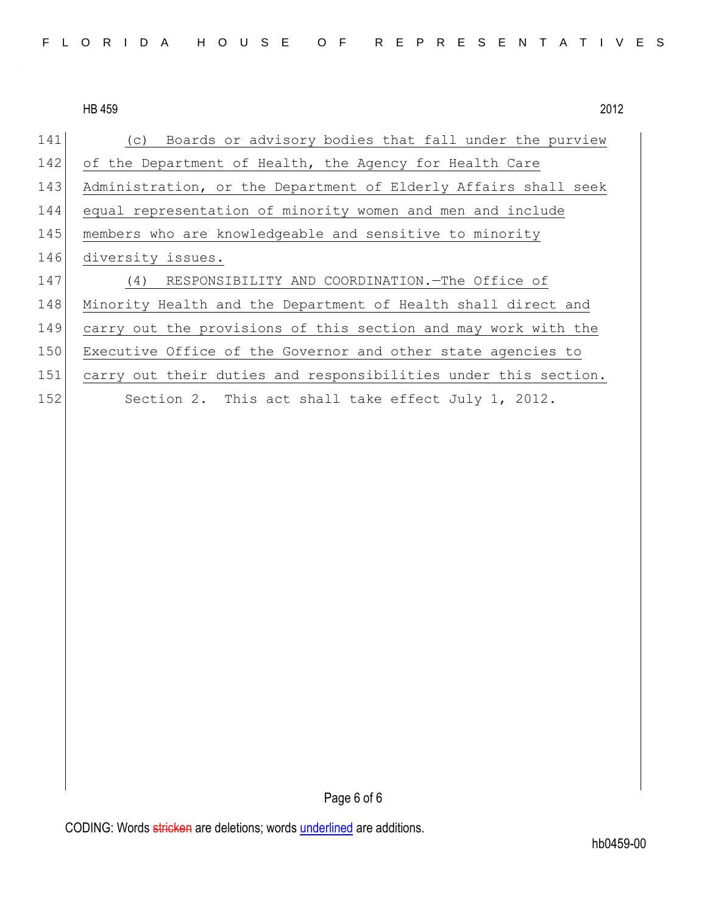(c) Boards or advisory bodies that fall under the purview of the Department of Health, the Agency for Health Care Administration, or the Department of Elderly Affairs shall seek equal representation of minority women and men and include members who are knowledgeable and sensitive to minority diversity issues.

(4) RESPONSIBILITY AND COORDINATION.—The Office of Minority Health and the Department of Health shall direct and carry out the provisions of this section and may work with the Executive Office of the Governor and other state agencies to carry out their duties and responsibilities under this section.

Section 2. This act shall take effect July 1, 2012.

CODING: Words stricken are deletions; words underlined are additions.

hb0459-00